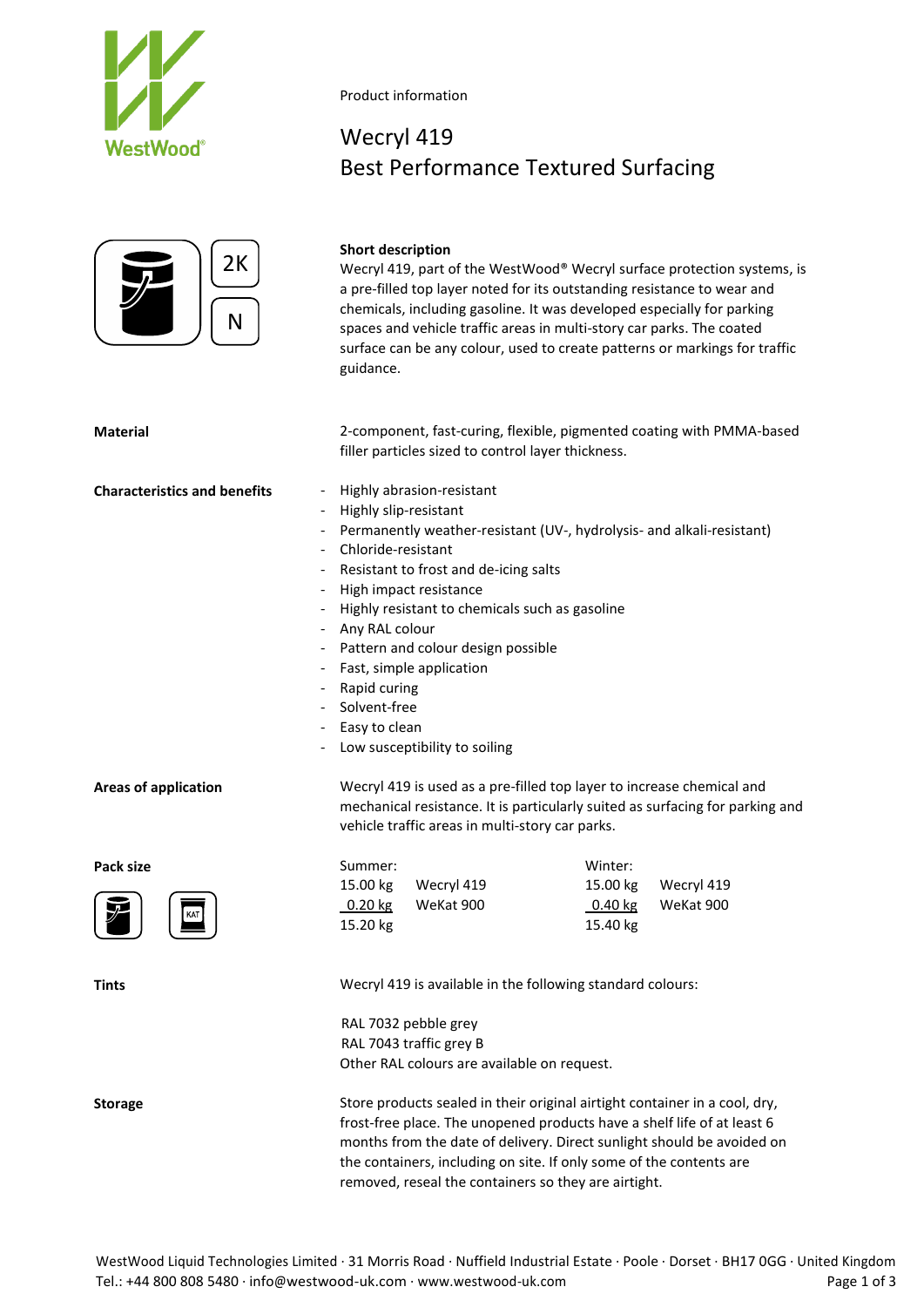Product information

# Wecryl 419
## Best Performance Textured Surfacing

2K

N

**Short description**

Wecryl 419, part of the WestWood® Wecryl surface protection systems, is a pre-filled top layer noted for its outstanding resistance to wear and chemicals, including gasoline. It was developed especially for parking spaces and vehicle traffic areas in multi-story car parks. The coated surface can be any colour, used to create patterns or markings for traffic guidance.

**Material**

2-component, fast-curing, flexible, pigmented coating with PMMA-based filler particles sized to control layer thickness.

**Characteristics and benefits**

- Highly abrasion-resistant
- Highly slip-resistant
- Permanently weather-resistant (UV-, hydrolysis- and alkali-resistant)
- Chloride-resistant
- Resistant to frost and de-icing salts
- High impact resistance
- Highly resistant to chemicals such as gasoline
- Any RAL colour
- Pattern and colour design possible
- Fast, simple application
- Rapid curing
- Solvent-free
- Easy to clean
- Low susceptibility to soiling

**Areas of application**

Wecryl 419 is used as a pre-filled top layer to increase chemical and mechanical resistance. It is particularly suited as surfacing for parking and vehicle traffic areas in multi-story car parks.

**Pack size**

| Summer: | | Winter: | |
|---|---|---|---|
| 15.00 kg | Wecryl 419 | 15.00 kg | Wecryl 419 |
| 0.20 kg | WeKat 900 | 0.40 kg | WeKat 900 |
| 15.20 kg | | 15.40 kg | |

**Tints**

Wecryl 419 is available in the following standard colours:

RAL 7032 pebble grey
RAL 7043 traffic grey B
Other RAL colours are available on request.

**Storage**

Store products sealed in their original airtight container in a cool, dry, frost-free place. The unopened products have a shelf life of at least 6 months from the date of delivery. Direct sunlight should be avoided on the containers, including on site. If only some of the contents are removed, reseal the containers so they are airtight.

WestWood Liquid Technologies Limited · 31 Morris Road · Nuffield Industrial Estate · Poole · Dorset · BH17 0GG · United Kingdom
Tel.: +44 800 808 5480 · info@westwood-uk.com · www.westwood-uk.com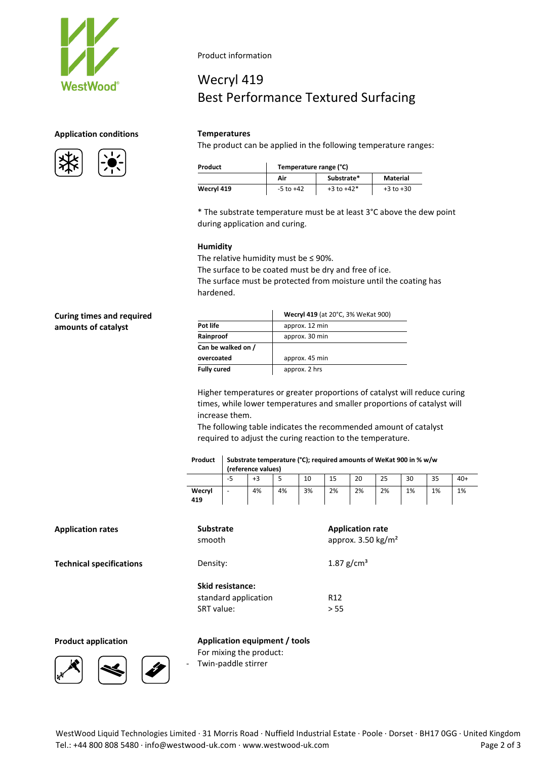Product information

# Wecryl 419
## Best Performance Textured Surfacing

### Application conditions

**Temperatures**

The product can be applied in the following temperature ranges:

| Product | Temperature range (°C) | | |
|---|---|---|---|
| | Air | Substrate* | Material |
| **Wecryl 419** | -5 to +42 | +3 to +42* | +3 to +30 |

* The substrate temperature must be at least 3°C above the dew point during application and curing.

**Humidity**

The relative humidity must be ≤ 90%.
The surface to be coated must be dry and free of ice.
The surface must be protected from moisture until the coating has hardened.

### Curing times and required amounts of catalyst

| | **Wecryl 419** (at 20°C, 3% WeKat 900) |
|---|---|
| **Pot life** | approx. 12 min |
| **Rainproof** | approx. 30 min |
| **Can be walked on / overcoated** | approx. 45 min |
| **Fully cured** | approx. 2 hrs |

Higher temperatures or greater proportions of catalyst will reduce curing times, while lower temperatures and smaller proportions of catalyst will increase them.
The following table indicates the recommended amount of catalyst required to adjust the curing reaction to the temperature.

| Product | Substrate temperature (°C); required amounts of WeKat 900 in % w/w (reference values) | | | | | | | | | |
|---|---|---|---|---|---|---|---|---|---|---|
| | -5 | +3 | 5 | 10 | 15 | 20 | 25 | 30 | 35 | 40+ |
| **Wecryl 419** | - | 4% | 4% | 3% | 2% | 2% | 2% | 1% | 1% | 1% |

### Application rates

| Substrate | Application rate |
|---|---|
| smooth | approx. 3.50 kg/m² |

### Technical specifications

Density: 1.87 g/cm³

**Skid resistance:**

standard application: R12

SRT value: > 55

### Product application

**Application equipment / tools**

For mixing the product:

- Twin-paddle stirrer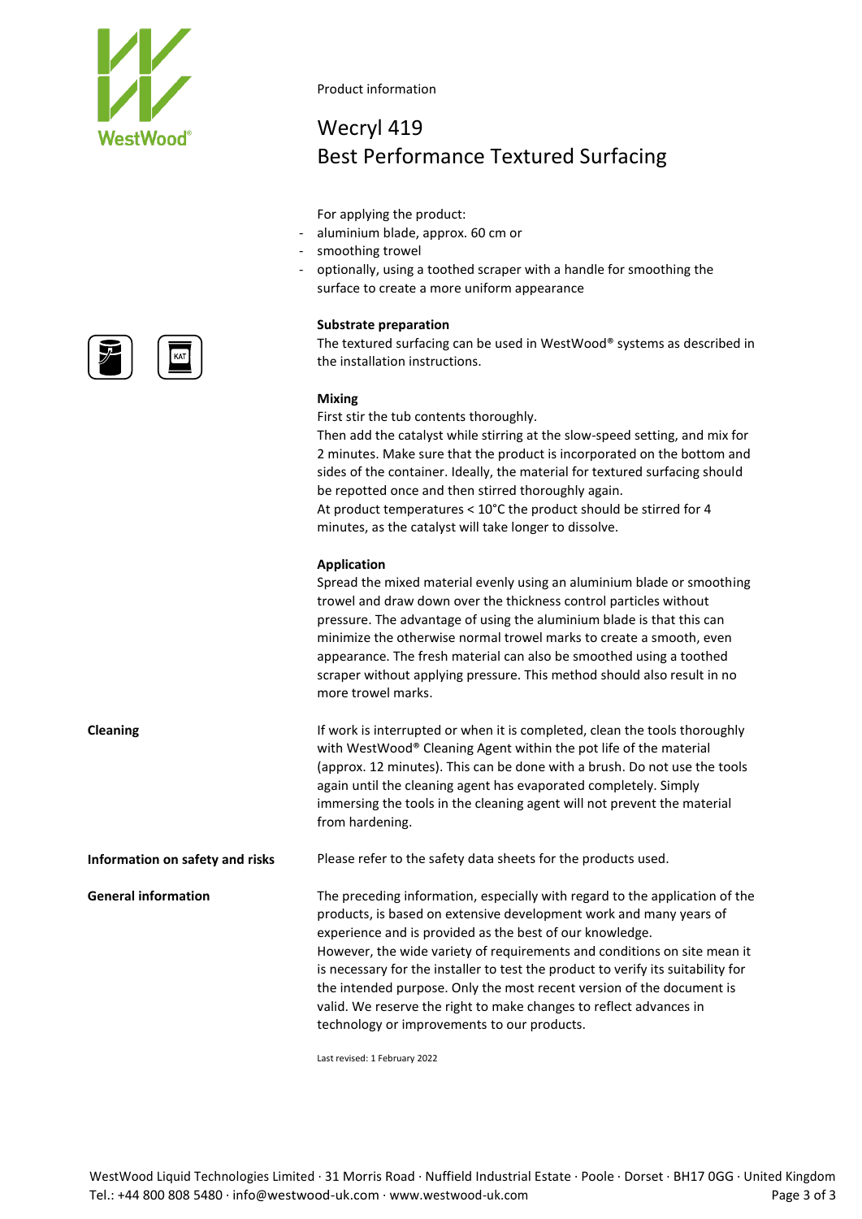Product information

# Wecryl 419
## Best Performance Textured Surfacing

For applying the product:

- aluminium blade, approx. 60 cm or
- smoothing trowel
- optionally, using a toothed scraper with a handle for smoothing the surface to create a more uniform appearance

**Substrate preparation**

The textured surfacing can be used in WestWood® systems as described in the installation instructions.

**Mixing**

First stir the tub contents thoroughly.
Then add the catalyst while stirring at the slow-speed setting, and mix for 2 minutes. Make sure that the product is incorporated on the bottom and sides of the container. Ideally, the material for textured surfacing should be repotted once and then stirred thoroughly again.
At product temperatures < 10°C the product should be stirred for 4 minutes, as the catalyst will take longer to dissolve.

**Application**

Spread the mixed material evenly using an aluminium blade or smoothing trowel and draw down over the thickness control particles without pressure. The advantage of using the aluminium blade is that this can minimize the otherwise normal trowel marks to create a smooth, even appearance. The fresh material can also be smoothed using a toothed scraper without applying pressure. This method should also result in no more trowel marks.

**Cleaning**

If work is interrupted or when it is completed, clean the tools thoroughly with WestWood® Cleaning Agent within the pot life of the material (approx. 12 minutes). This can be done with a brush. Do not use the tools again until the cleaning agent has evaporated completely. Simply immersing the tools in the cleaning agent will not prevent the material from hardening.

**Information on safety and risks**

Please refer to the safety data sheets for the products used.

**General information**

The preceding information, especially with regard to the application of the products, is based on extensive development work and many years of experience and is provided as the best of our knowledge.
However, the wide variety of requirements and conditions on site mean it is necessary for the installer to test the product to verify its suitability for the intended purpose. Only the most recent version of the document is valid. We reserve the right to make changes to reflect advances in technology or improvements to our products.

Last revised: 1 February 2022

WestWood Liquid Technologies Limited · 31 Morris Road · Nuffield Industrial Estate · Poole · Dorset · BH17 0GG · United Kingdom
Tel.: +44 800 808 5480 · info@westwood-uk.com · www.westwood-uk.com